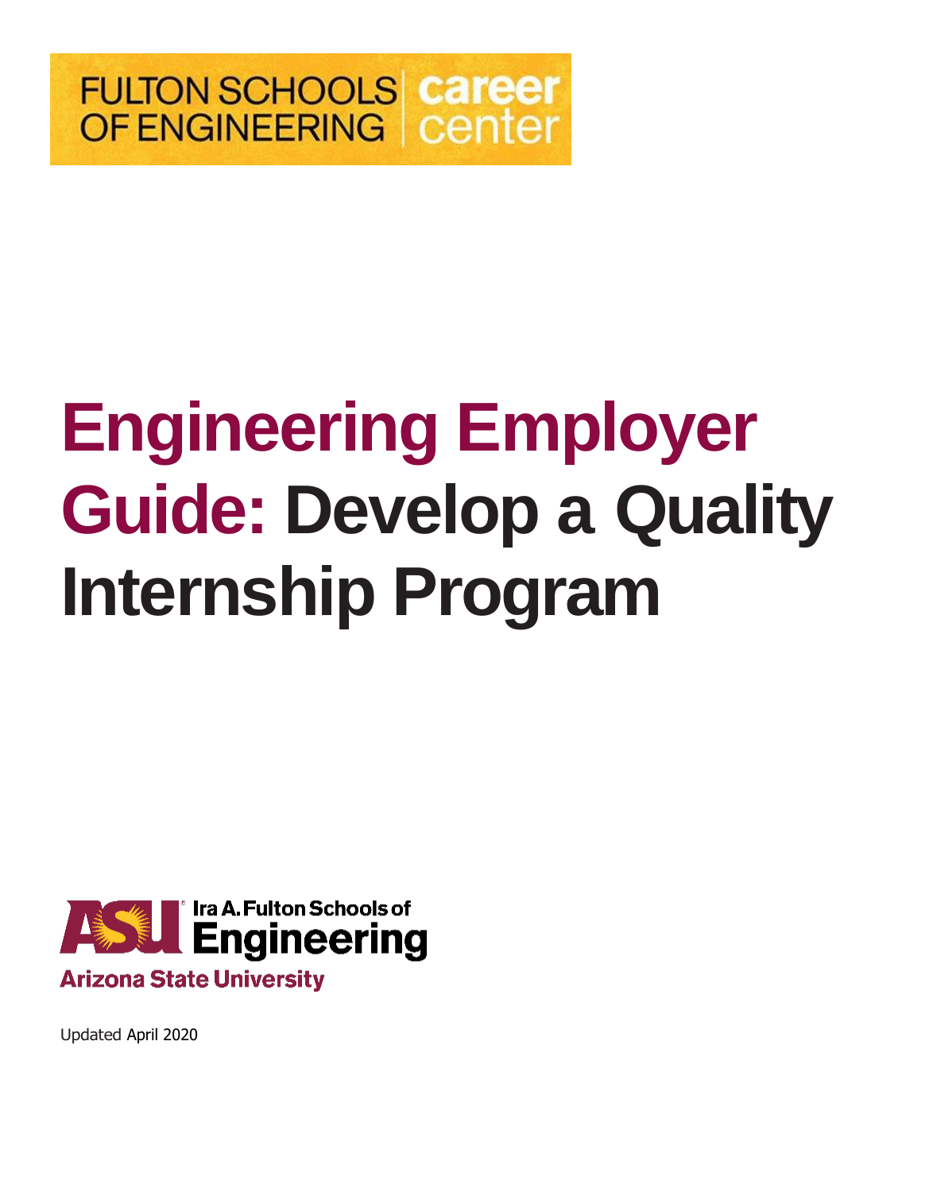FULTON SCHOOLS OF ENGINEERING | career center

# Engineering Employer Guide: Develop a Quality Internship Program

Ira A. Fulton Schools of Engineering

Arizona State University

Updated April 2020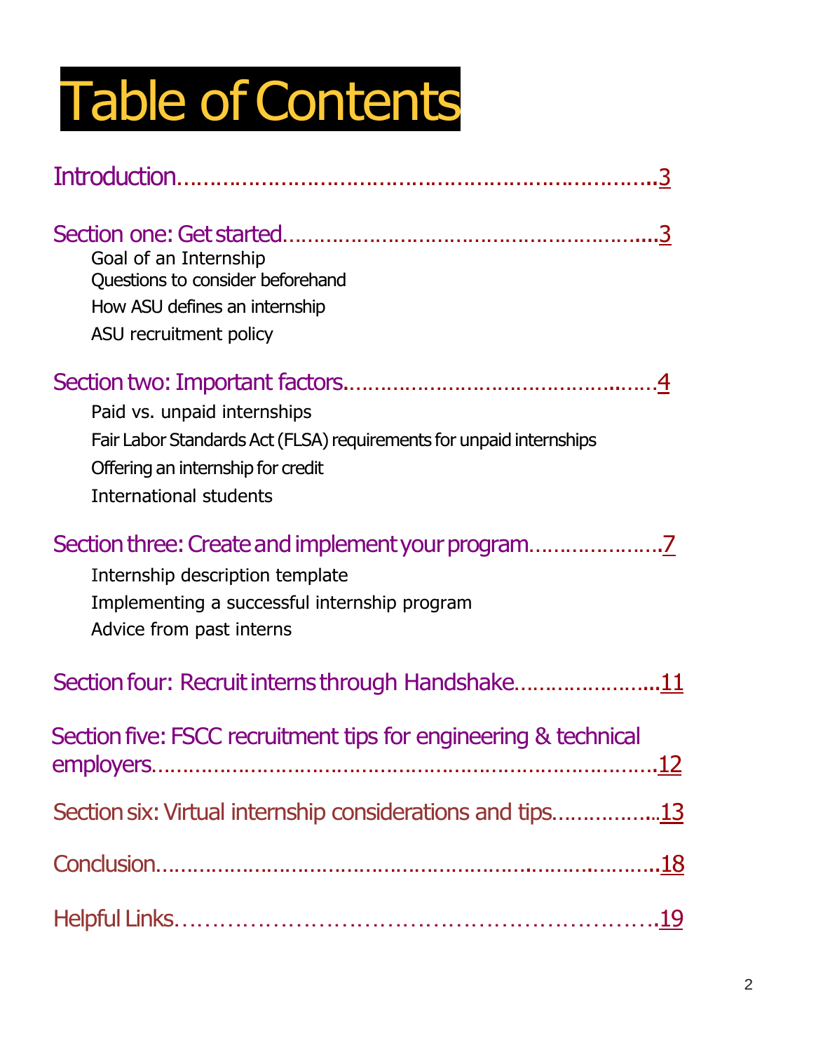# Table of Contents

Introduction……………………………………………………………..3

Section one: Get started……………………………………………….3

- Goal of an Internship
- Questions to consider beforehand
- How ASU defines an internship
- ASU recruitment policy

Section two: Important factors………………………………………..4

- Paid vs. unpaid internships
- Fair Labor Standards Act (FLSA) requirements for unpaid internships
- Offering an internship for credit
- International students

Section three: Create and implement your program…………………7

- Internship description template
- Implementing a successful internship program
- Advice from past interns

Section four: Recruit interns through Handshake…………………..11

Section five: FSCC recruitment tips for engineering & technical employers……………………………………………………………..12

Section six: Virtual internship considerations and tips……………..13

Conclusion……………………………………………………………..18

Helpful Links…………………………………………………………..19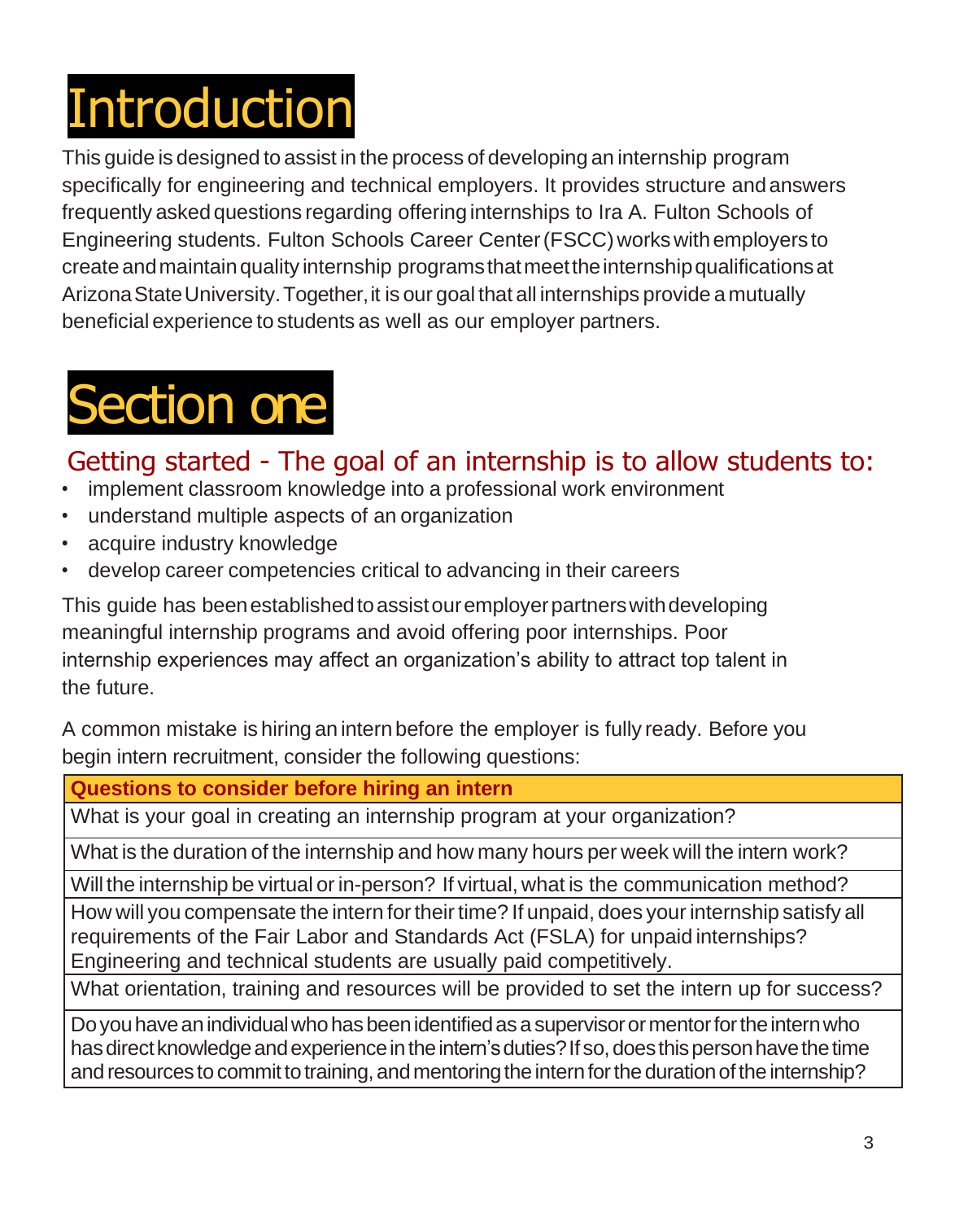# Introduction

This guide is designed to assist in the process of developing an internship program specifically for engineering and technical employers. It provides structure and answers frequently asked questions regarding offering internships to Ira A. Fulton Schools of Engineering students. Fulton Schools Career Center (FSCC) works with employers to create and maintain quality internship programs that meet the internship qualifications at Arizona State University. Together, it is our goal that all internships provide a mutually beneficial experience to students as well as our employer partners.

# Section one

## Getting started - The goal of an internship is to allow students to:

- implement classroom knowledge into a professional work environment
- understand multiple aspects of an organization
- acquire industry knowledge
- develop career competencies critical to advancing in their careers

This guide has been established to assist our employer partners with developing meaningful internship programs and avoid offering poor internships. Poor internship experiences may affect an organization's ability to attract top talent in the future.

A common mistake is hiring an intern before the employer is fully ready. Before you begin intern recruitment, consider the following questions:

| **Questions to consider before hiring an intern** |
| --- |
| What is your goal in creating an internship program at your organization? |
| What is the duration of the internship and how many hours per week will the intern work? |
| Will the internship be virtual or in-person? If virtual, what is the communication method? |
| How will you compensate the intern for their time? If unpaid, does your internship satisfy all requirements of the Fair Labor and Standards Act (FSLA) for unpaid internships? Engineering and technical students are usually paid competitively. |
| What orientation, training and resources will be provided to set the intern up for success? |
| Do you have an individual who has been identified as a supervisor or mentor for the intern who has direct knowledge and experience in the intern's duties? If so, does this person have the time and resources to commit to training, and mentoring the intern for the duration of the internship? |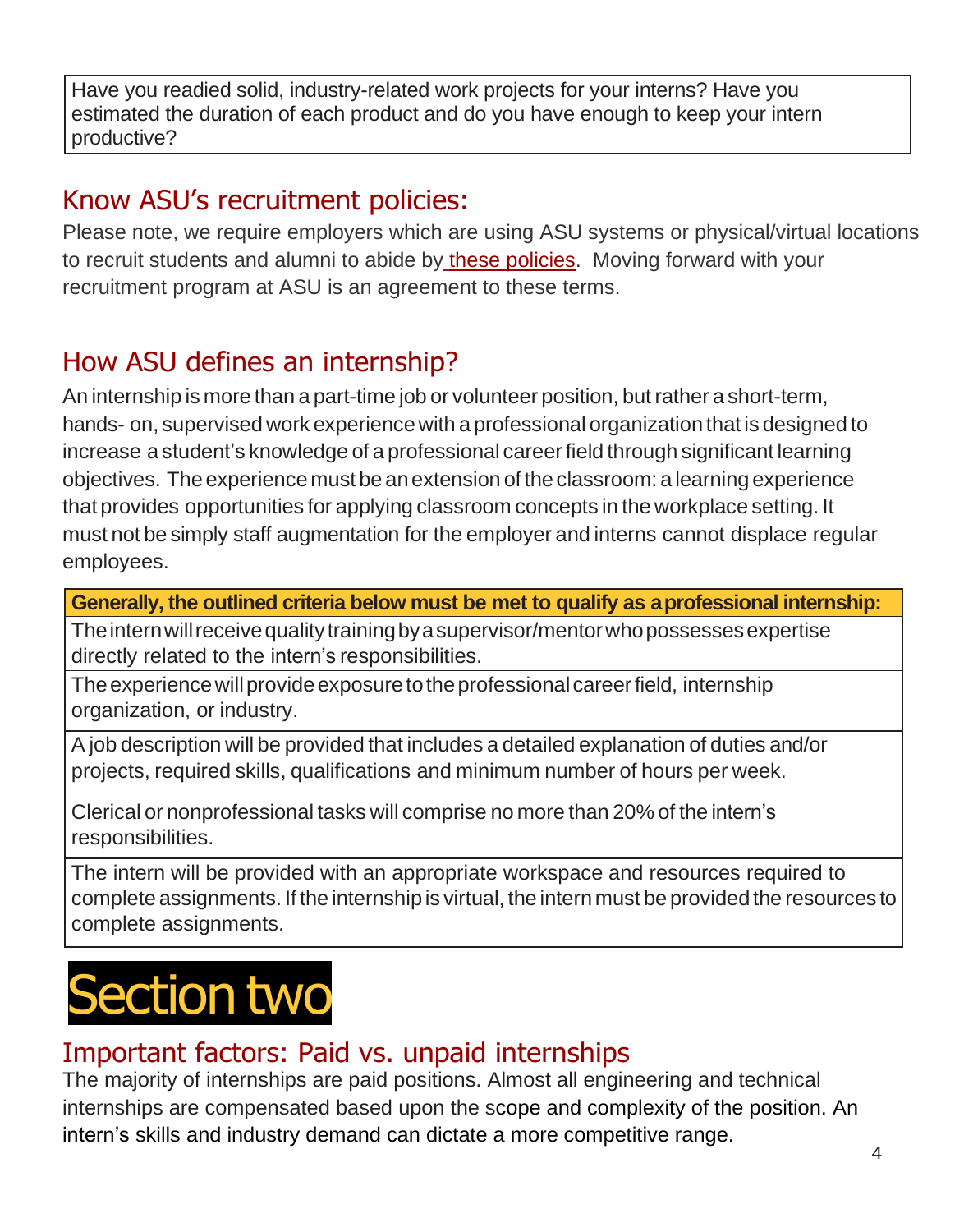Have you readied solid, industry-related work projects for your interns? Have you estimated the duration of each product and do you have enough to keep your intern productive?

## Know ASU's recruitment policies:

Please note, we require employers which are using ASU systems or physical/virtual locations to recruit students and alumni to abide by these policies. Moving forward with your recruitment program at ASU is an agreement to these terms.

## How ASU defines an internship?

An internship is more than a part-time job or volunteer position, but rather a short-term, hands- on, supervised work experience with a professional organization that is designed to increase a student's knowledge of a professional career field through significant learning objectives. The experience must be an extension of the classroom: a learning experience that provides opportunities for applying classroom concepts in the workplace setting. It must not be simply staff augmentation for the employer and interns cannot displace regular employees.

| **Generally, the outlined criteria below must be met to qualify as a professional internship:** |
| --- |
| The intern will receive quality training by a supervisor/mentor who possesses expertise directly related to the intern's responsibilities. |
| The experience will provide exposure to the professional career field, internship organization, or industry. |
| A job description will be provided that includes a detailed explanation of duties and/or projects, required skills, qualifications and minimum number of hours per week. |
| Clerical or nonprofessional tasks will comprise no more than 20% of the intern's responsibilities. |
| The intern will be provided with an appropriate workspace and resources required to complete assignments. If the internship is virtual, the intern must be provided the resources to complete assignments. |

# Section two

## Important factors: Paid vs. unpaid internships

The majority of internships are paid positions. Almost all engineering and technical internships are compensated based upon the scope and complexity of the position. An intern's skills and industry demand can dictate a more competitive range.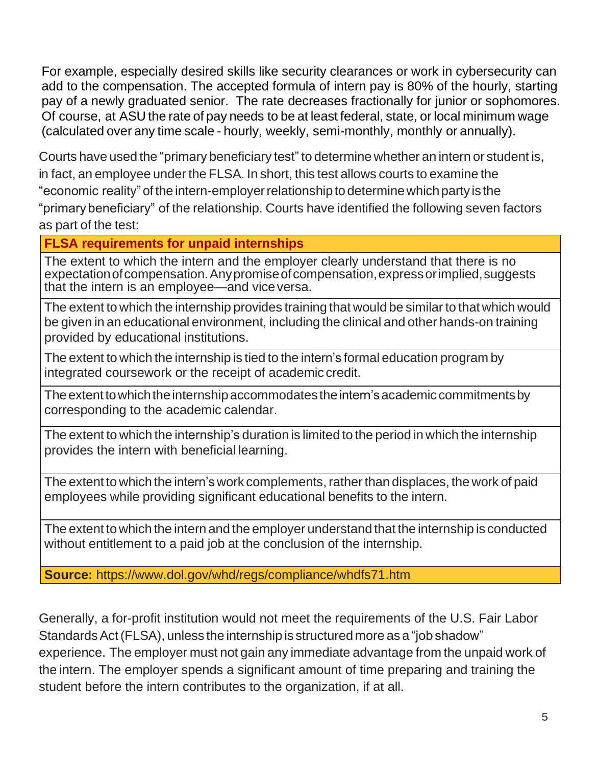For example, especially desired skills like security clearances or work in cybersecurity can add to the compensation. The accepted formula of intern pay is 80% of the hourly, starting pay of a newly graduated senior. The rate decreases fractionally for junior or sophomores. Of course, at ASU the rate of pay needs to be at least federal, state, or local minimum wage (calculated over any time scale - hourly, weekly, semi-monthly, monthly or annually).

Courts have used the "primary beneficiary test" to determine whether an intern or student is, in fact, an employee under the FLSA. In short, this test allows courts to examine the "economic reality" of the intern-employer relationship to determine which party is the "primary beneficiary" of the relationship. Courts have identified the following seven factors as part of the test:

| **FLSA requirements for unpaid internships** |
| --- |
| The extent to which the intern and the employer clearly understand that there is no expectation of compensation. Any promise of compensation, express or implied, suggests that the intern is an employee—and vice versa. |
| The extent to which the internship provides training that would be similar to that which would be given in an educational environment, including the clinical and other hands-on training provided by educational institutions. |
| The extent to which the internship is tied to the intern's formal education program by integrated coursework or the receipt of academic credit. |
| The extent to which the internship accommodates the intern's academic commitments by corresponding to the academic calendar. |
| The extent to which the internship's duration is limited to the period in which the internship provides the intern with beneficial learning. |
| The extent to which the intern's work complements, rather than displaces, the work of paid employees while providing significant educational benefits to the intern. |
| The extent to which the intern and the employer understand that the internship is conducted without entitlement to a paid job at the conclusion of the internship. |
| **Source:** https://www.dol.gov/whd/regs/compliance/whdfs71.htm |

Generally, a for-profit institution would not meet the requirements of the U.S. Fair Labor Standards Act (FLSA), unless the internship is structured more as a "job shadow" experience. The employer must not gain any immediate advantage from the unpaid work of the intern. The employer spends a significant amount of time preparing and training the student before the intern contributes to the organization, if at all.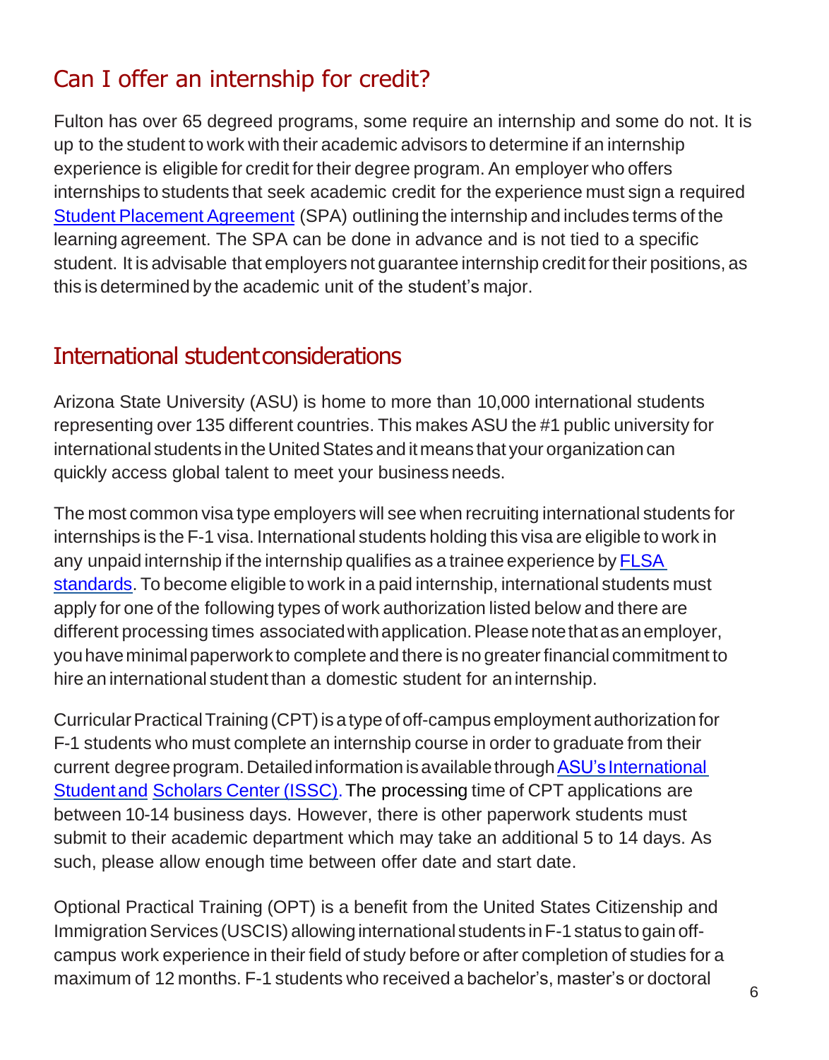## Can I offer an internship for credit?

Fulton has over 65 degreed programs, some require an internship and some do not. It is up to the student to work with their academic advisors to determine if an internship experience is eligible for credit for their degree program. An employer who offers internships to students that seek academic credit for the experience must sign a required Student Placement Agreement (SPA) outlining the internship and includes terms of the learning agreement. The SPA can be done in advance and is not tied to a specific student. It is advisable that employers not guarantee internship credit for their positions, as this is determined by the academic unit of the student's major.

## International student considerations

Arizona State University (ASU) is home to more than 10,000 international students representing over 135 different countries. This makes ASU the #1 public university for international students in the United States and it means that your organization can quickly access global talent to meet your business needs.

The most common visa type employers will see when recruiting international students for internships is the F-1 visa. International students holding this visa are eligible to work in any unpaid internship if the internship qualifies as a trainee experience by FLSA standards. To become eligible to work in a paid internship, international students must apply for one of the following types of work authorization listed below and there are different processing times associated with application. Please note that as an employer, you have minimal paperwork to complete and there is no greater financial commitment to hire an international student than a domestic student for an internship.

Curricular Practical Training (CPT) is a type of off-campus employment authorization for F-1 students who must complete an internship course in order to graduate from their current degree program. Detailed information is available through ASU's International Student and Scholars Center (ISSC). The processing time of CPT applications are between 10-14 business days. However, there is other paperwork students must submit to their academic department which may take an additional 5 to 14 days. As such, please allow enough time between offer date and start date.

Optional Practical Training (OPT) is a benefit from the United States Citizenship and Immigration Services (USCIS) allowing international students in F-1 status to gain off-campus work experience in their field of study before or after completion of studies for a maximum of 12 months. F-1 students who received a bachelor's, master's or doctoral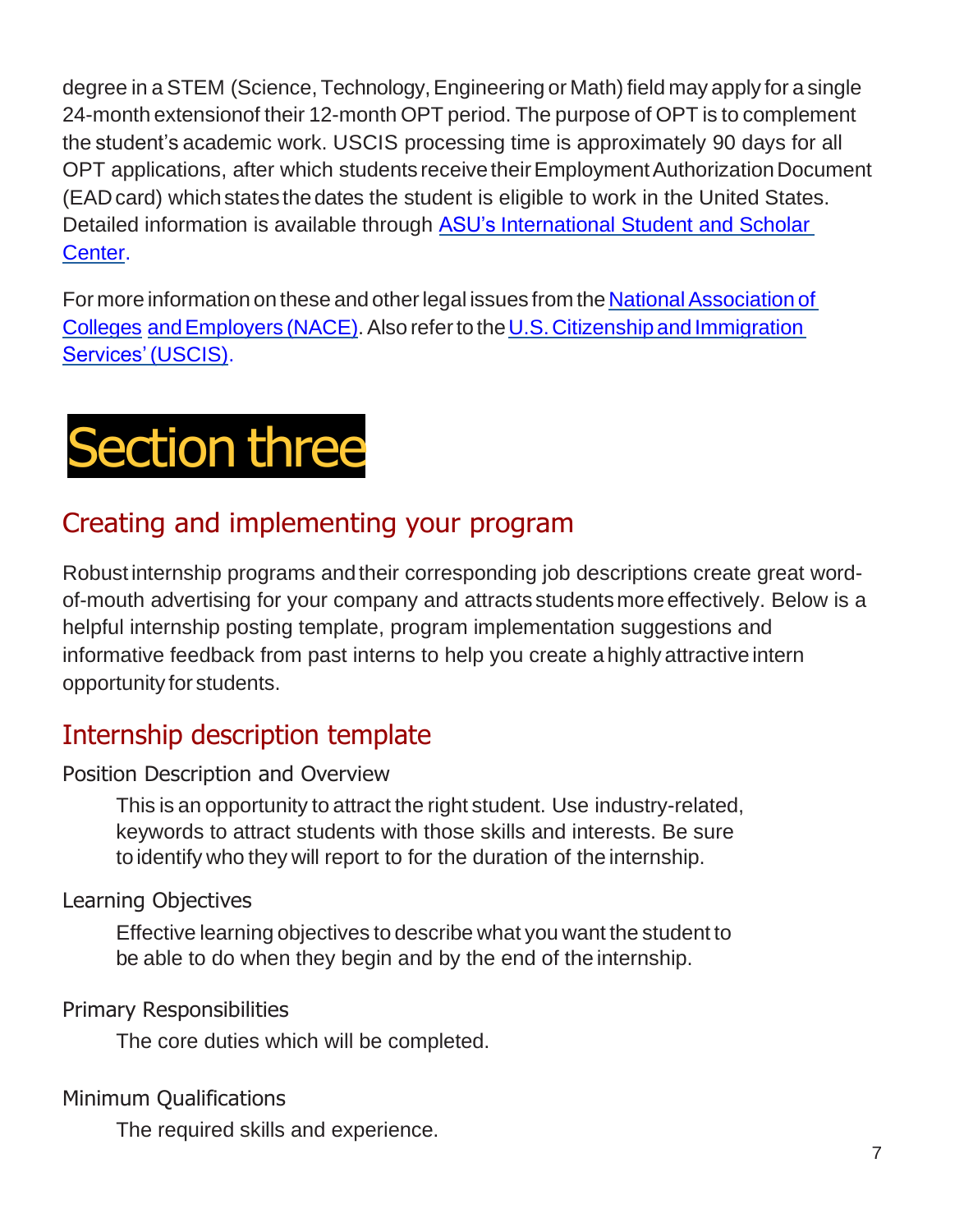degree in a STEM (Science, Technology, Engineering or Math) field may apply for a single 24-month extensionof their 12-month OPT period. The purpose of OPT is to complement the student's academic work. USCIS processing time is approximately 90 days for all OPT applications, after which students receive their Employment Authorization Document (EAD card) which states the dates the student is eligible to work in the United States. Detailed information is available through [ASU's International Student and Scholar Center](#).

For more information on these and other legal issues from the [National Association of Colleges and Employers (NACE)](#). Also refer to the [U.S. Citizenship and Immigration Services' (USCIS)](#).

# Section three

## Creating and implementing your program

Robust internship programs and their corresponding job descriptions create great word-of-mouth advertising for your company and attracts students more effectively. Below is a helpful internship posting template, program implementation suggestions and informative feedback from past interns to help you create a highly attractive intern opportunity for students.

## Internship description template

### Position Description and Overview

This is an opportunity to attract the right student. Use industry-related, keywords to attract students with those skills and interests. Be sure to identify who they will report to for the duration of the internship.

### Learning Objectives

Effective learning objectives to describe what you want the student to be able to do when they begin and by the end of the internship.

### Primary Responsibilities

The core duties which will be completed.

### Minimum Qualifications

The required skills and experience.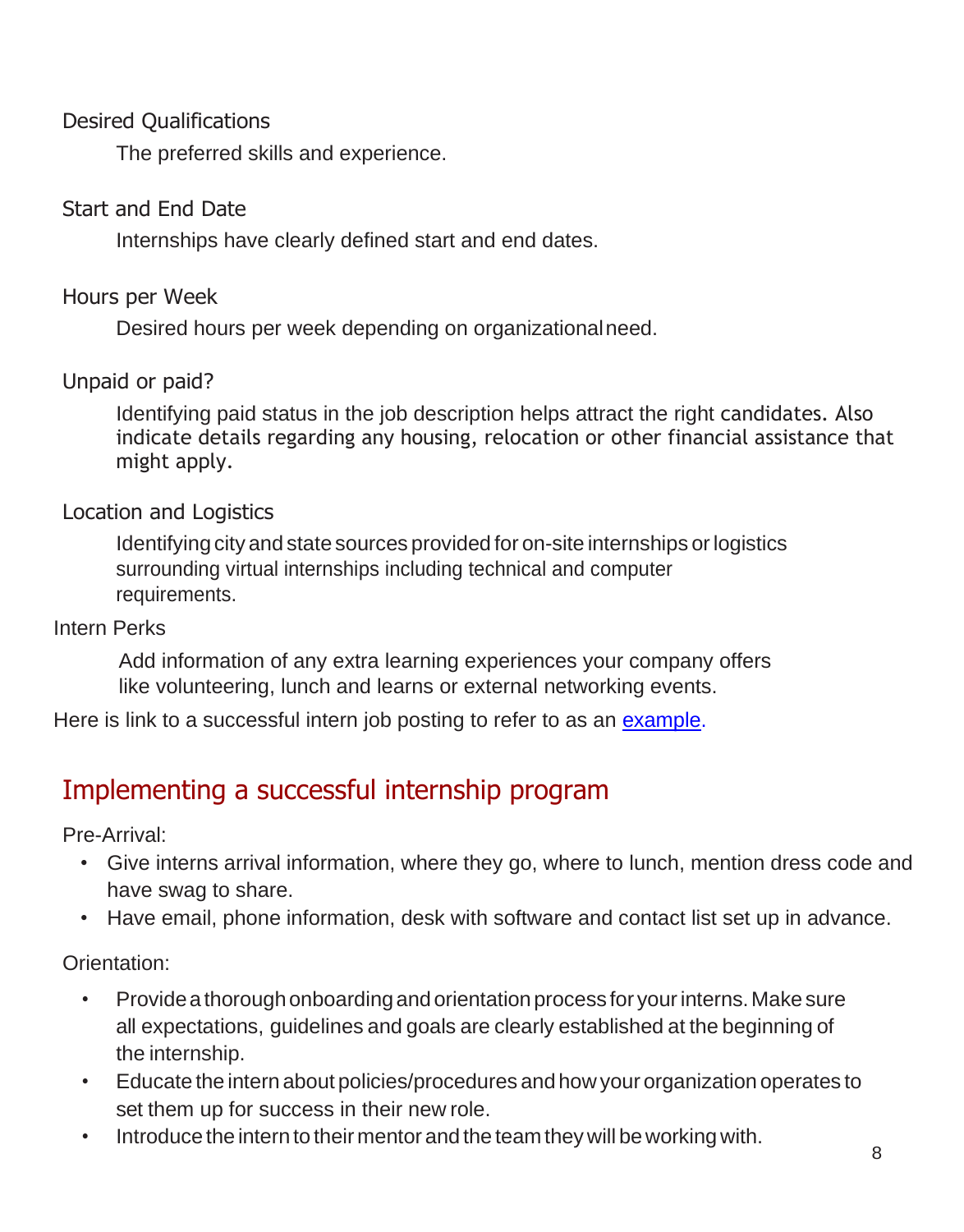### Desired Qualifications

The preferred skills and experience.

### Start and End Date

Internships have clearly defined start and end dates.

### Hours per Week

Desired hours per week depending on organizational need.

### Unpaid or paid?

Identifying paid status in the job description helps attract the right candidates. Also indicate details regarding any housing, relocation or other financial assistance that might apply.

### Location and Logistics

Identifying city and state sources provided for on-site internships or logistics surrounding virtual internships including technical and computer requirements.

### Intern Perks

Add information of any extra learning experiences your company offers like volunteering, lunch and learns or external networking events.

Here is link to a successful intern job posting to refer to as an example.

## Implementing a successful internship program

Pre-Arrival:

- Give interns arrival information, where they go, where to lunch, mention dress code and have swag to share.
- Have email, phone information, desk with software and contact list set up in advance.

Orientation:

- Provide a thorough onboarding and orientation process for your interns. Make sure all expectations, guidelines and goals are clearly established at the beginning of the internship.
- Educate the intern about policies/procedures and how your organization operates to set them up for success in their new role.
- Introduce the intern to their mentor and the team they will be working with.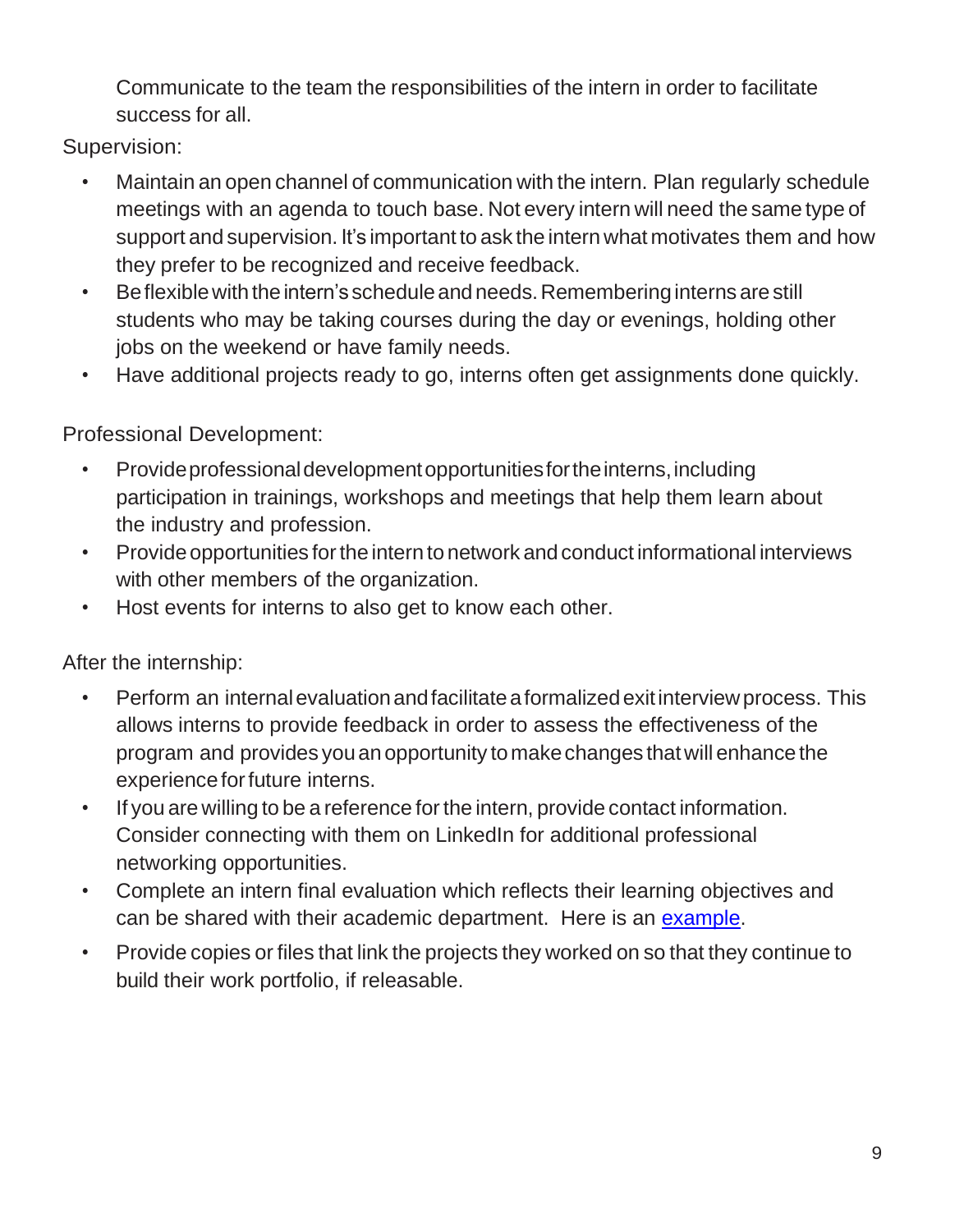Communicate to the team the responsibilities of the intern in order to facilitate success for all.

Supervision:

- Maintain an open channel of communication with the intern. Plan regularly schedule meetings with an agenda to touch base. Not every intern will need the same type of support and supervision. It's important to ask the intern what motivates them and how they prefer to be recognized and receive feedback.
- Be flexible with the intern's schedule and needs. Remembering interns are still students who may be taking courses during the day or evenings, holding other jobs on the weekend or have family needs.
- Have additional projects ready to go, interns often get assignments done quickly.

Professional Development:

- Provide professional development opportunities for the interns, including participation in trainings, workshops and meetings that help them learn about the industry and profession.
- Provide opportunities for the intern to network and conduct informational interviews with other members of the organization.
- Host events for interns to also get to know each other.

After the internship:

- Perform an internal evaluation and facilitate a formalized exit interview process. This allows interns to provide feedback in order to assess the effectiveness of the program and provides you an opportunity to make changes that will enhance the experience for future interns.
- If you are willing to be a reference for the intern, provide contact information. Consider connecting with them on LinkedIn for additional professional networking opportunities.
- Complete an intern final evaluation which reflects their learning objectives and can be shared with their academic department. Here is an example.
- Provide copies or files that link the projects they worked on so that they continue to build their work portfolio, if releasable.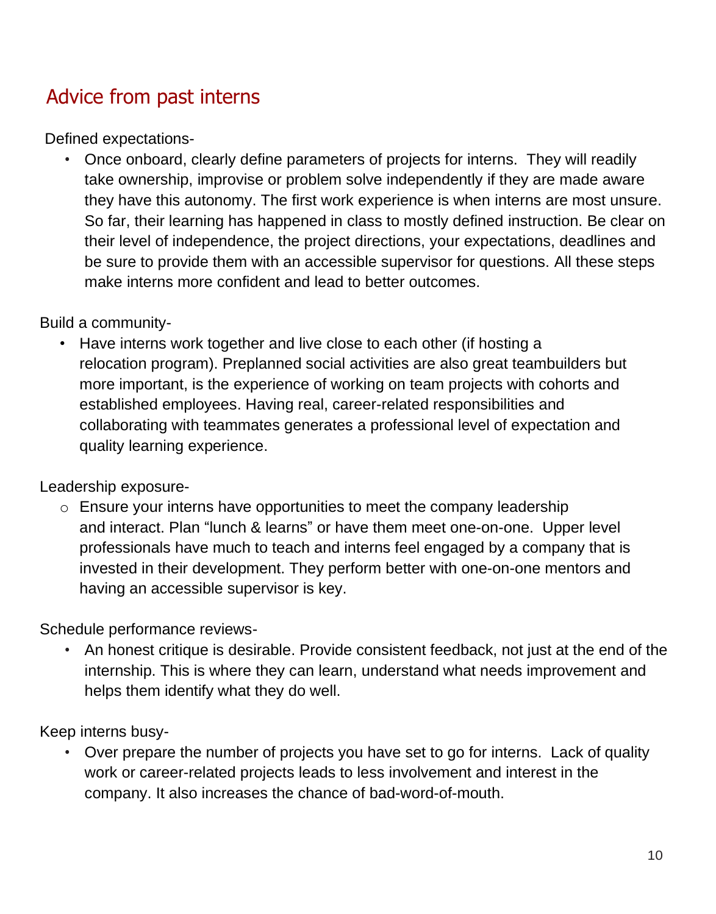## Advice from past interns

Defined expectations-

- Once onboard, clearly define parameters of projects for interns. They will readily take ownership, improvise or problem solve independently if they are made aware they have this autonomy. The first work experience is when interns are most unsure. So far, their learning has happened in class to mostly defined instruction. Be clear on their level of independence, the project directions, your expectations, deadlines and be sure to provide them with an accessible supervisor for questions. All these steps make interns more confident and lead to better outcomes.

Build a community-

- Have interns work together and live close to each other (if hosting a relocation program). Preplanned social activities are also great teambuilders but more important, is the experience of working on team projects with cohorts and established employees. Having real, career-related responsibilities and collaborating with teammates generates a professional level of expectation and quality learning experience.

Leadership exposure-

- Ensure your interns have opportunities to meet the company leadership and interact. Plan “lunch & learns” or have them meet one-on-one. Upper level professionals have much to teach and interns feel engaged by a company that is invested in their development. They perform better with one-on-one mentors and having an accessible supervisor is key.

Schedule performance reviews-

- An honest critique is desirable. Provide consistent feedback, not just at the end of the internship. This is where they can learn, understand what needs improvement and helps them identify what they do well.

Keep interns busy-

- Over prepare the number of projects you have set to go for interns. Lack of quality work or career-related projects leads to less involvement and interest in the company. It also increases the chance of bad-word-of-mouth.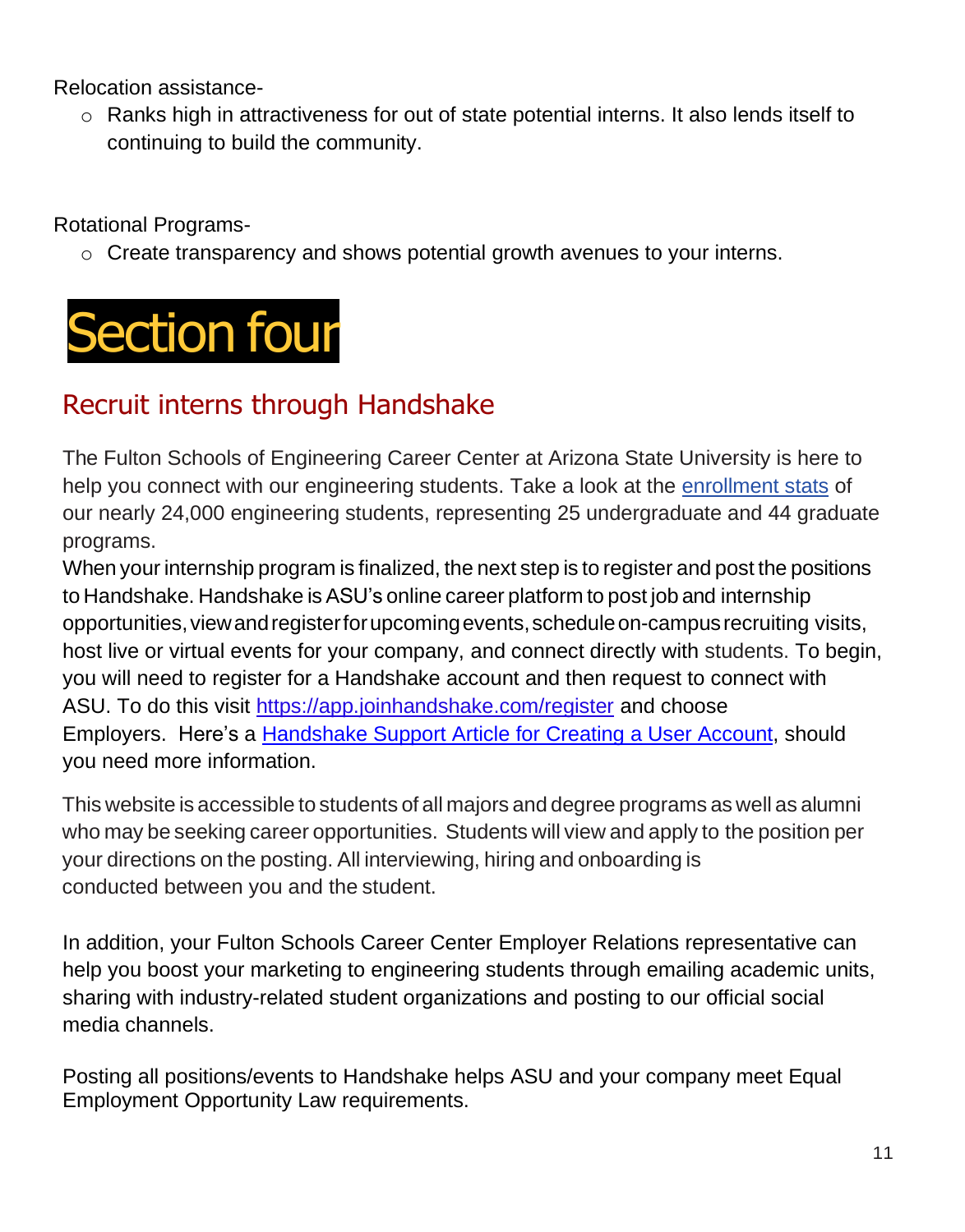Relocation assistance-

- Ranks high in attractiveness for out of state potential interns. It also lends itself to continuing to build the community.

Rotational Programs-

- Create transparency and shows potential growth avenues to your interns.

# Section four

## Recruit interns through Handshake

The Fulton Schools of Engineering Career Center at Arizona State University is here to help you connect with our engineering students. Take a look at the enrollment stats of our nearly 24,000 engineering students, representing 25 undergraduate and 44 graduate programs.

When your internship program is finalized, the next step is to register and post the positions to Handshake. Handshake is ASU's online career platform to post job and internship opportunities, view and register for upcoming events, schedule on-campus recruiting visits, host live or virtual events for your company, and connect directly with students. To begin, you will need to register for a Handshake account and then request to connect with ASU. To do this visit https://app.joinhandshake.com/register and choose Employers. Here's a Handshake Support Article for Creating a User Account, should you need more information.

This website is accessible to students of all majors and degree programs as well as alumni who may be seeking career opportunities. Students will view and apply to the position per your directions on the posting. All interviewing, hiring and onboarding is conducted between you and the student.

In addition, your Fulton Schools Career Center Employer Relations representative can help you boost your marketing to engineering students through emailing academic units, sharing with industry-related student organizations and posting to our official social media channels.

Posting all positions/events to Handshake helps ASU and your company meet Equal Employment Opportunity Law requirements.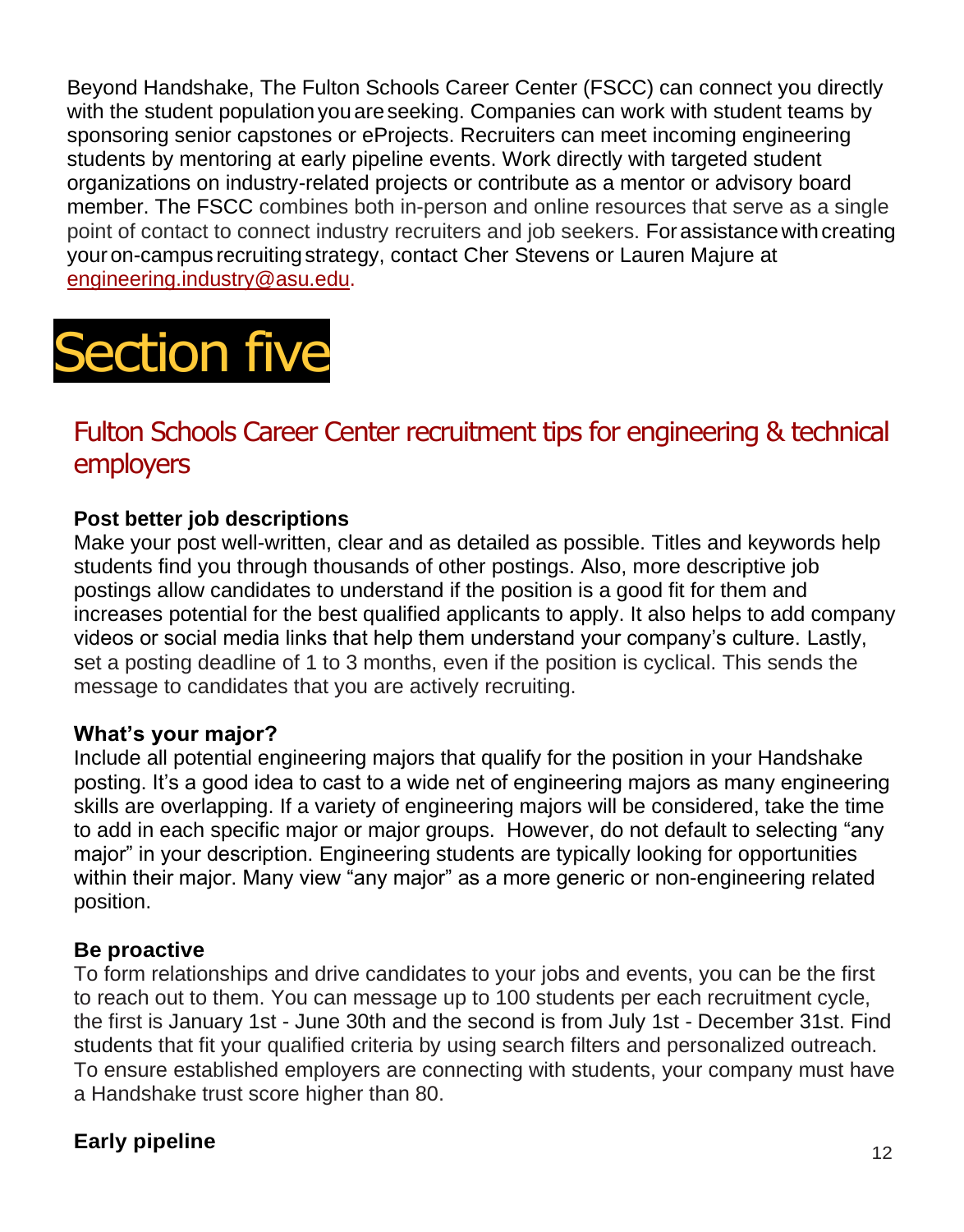Beyond Handshake, The Fulton Schools Career Center (FSCC) can connect you directly with the student population you are seeking. Companies can work with student teams by sponsoring senior capstones or eProjects. Recruiters can meet incoming engineering students by mentoring at early pipeline events. Work directly with targeted student organizations on industry-related projects or contribute as a mentor or advisory board member. The FSCC combines both in-person and online resources that serve as a single point of contact to connect industry recruiters and job seekers. For assistance with creating your on-campus recruiting strategy, contact Cher Stevens or Lauren Majure at engineering.industry@asu.edu.

# Section five

## Fulton Schools Career Center recruitment tips for engineering & technical employers

### Post better job descriptions

Make your post well-written, clear and as detailed as possible. Titles and keywords help students find you through thousands of other postings. Also, more descriptive job postings allow candidates to understand if the position is a good fit for them and increases potential for the best qualified applicants to apply. It also helps to add company videos or social media links that help them understand your company's culture. Lastly, set a posting deadline of 1 to 3 months, even if the position is cyclical. This sends the message to candidates that you are actively recruiting.

### What's your major?

Include all potential engineering majors that qualify for the position in your Handshake posting. It's a good idea to cast to a wide net of engineering majors as many engineering skills are overlapping. If a variety of engineering majors will be considered, take the time to add in each specific major or major groups. However, do not default to selecting "any major" in your description. Engineering students are typically looking for opportunities within their major. Many view "any major" as a more generic or non-engineering related position.

### Be proactive

To form relationships and drive candidates to your jobs and events, you can be the first to reach out to them. You can message up to 100 students per each recruitment cycle, the first is January 1st - June 30th and the second is from July 1st - December 31st. Find students that fit your qualified criteria by using search filters and personalized outreach. To ensure established employers are connecting with students, your company must have a Handshake trust score higher than 80.

### Early pipeline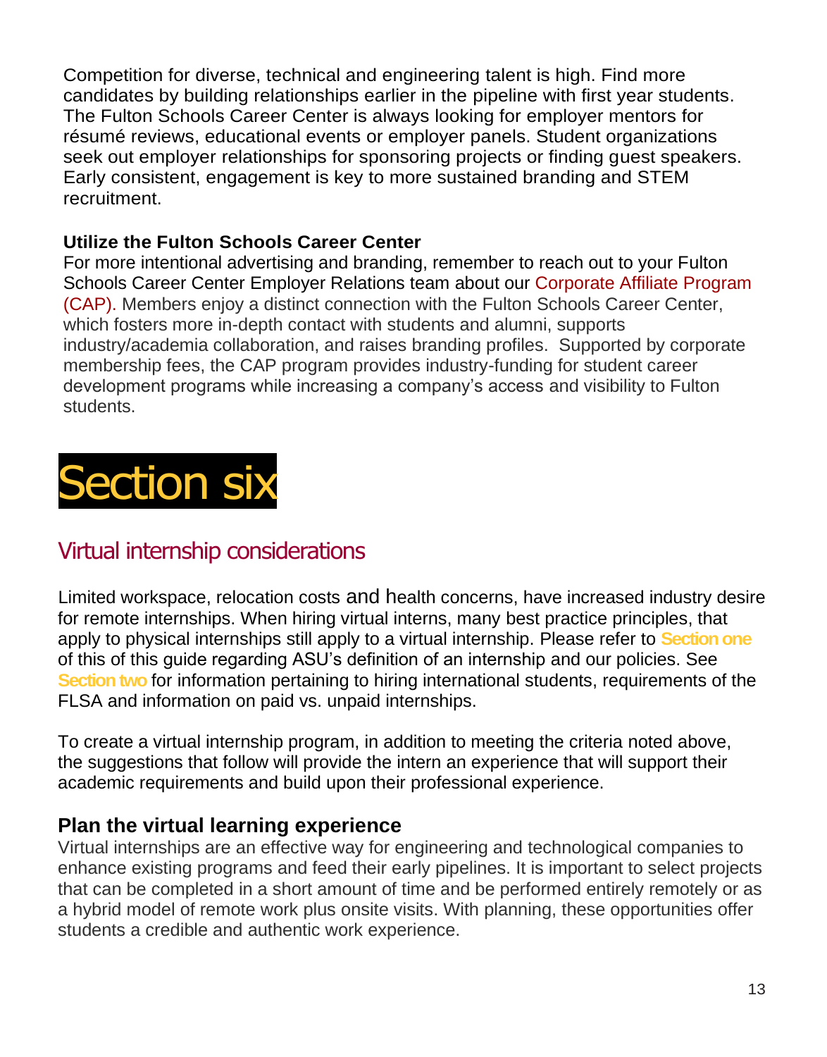Competition for diverse, technical and engineering talent is high. Find more candidates by building relationships earlier in the pipeline with first year students. The Fulton Schools Career Center is always looking for employer mentors for résumé reviews, educational events or employer panels. Student organizations seek out employer relationships for sponsoring projects or finding guest speakers. Early consistent, engagement is key to more sustained branding and STEM recruitment.

**Utilize the Fulton Schools Career Center**

For more intentional advertising and branding, remember to reach out to your Fulton Schools Career Center Employer Relations team about our Corporate Affiliate Program (CAP). Members enjoy a distinct connection with the Fulton Schools Career Center, which fosters more in-depth contact with students and alumni, supports industry/academia collaboration, and raises branding profiles. Supported by corporate membership fees, the CAP program provides industry-funding for student career development programs while increasing a company's access and visibility to Fulton students.

# Section six

## Virtual internship considerations

Limited workspace, relocation costs and health concerns, have increased industry desire for remote internships. When hiring virtual interns, many best practice principles, that apply to physical internships still apply to a virtual internship. Please refer to **Section one** of this of this guide regarding ASU's definition of an internship and our policies. See **Section two** for information pertaining to hiring international students, requirements of the FLSA and information on paid vs. unpaid internships.

To create a virtual internship program, in addition to meeting the criteria noted above, the suggestions that follow will provide the intern an experience that will support their academic requirements and build upon their professional experience.

### Plan the virtual learning experience

Virtual internships are an effective way for engineering and technological companies to enhance existing programs and feed their early pipelines. It is important to select projects that can be completed in a short amount of time and be performed entirely remotely or as a hybrid model of remote work plus onsite visits. With planning, these opportunities offer students a credible and authentic work experience.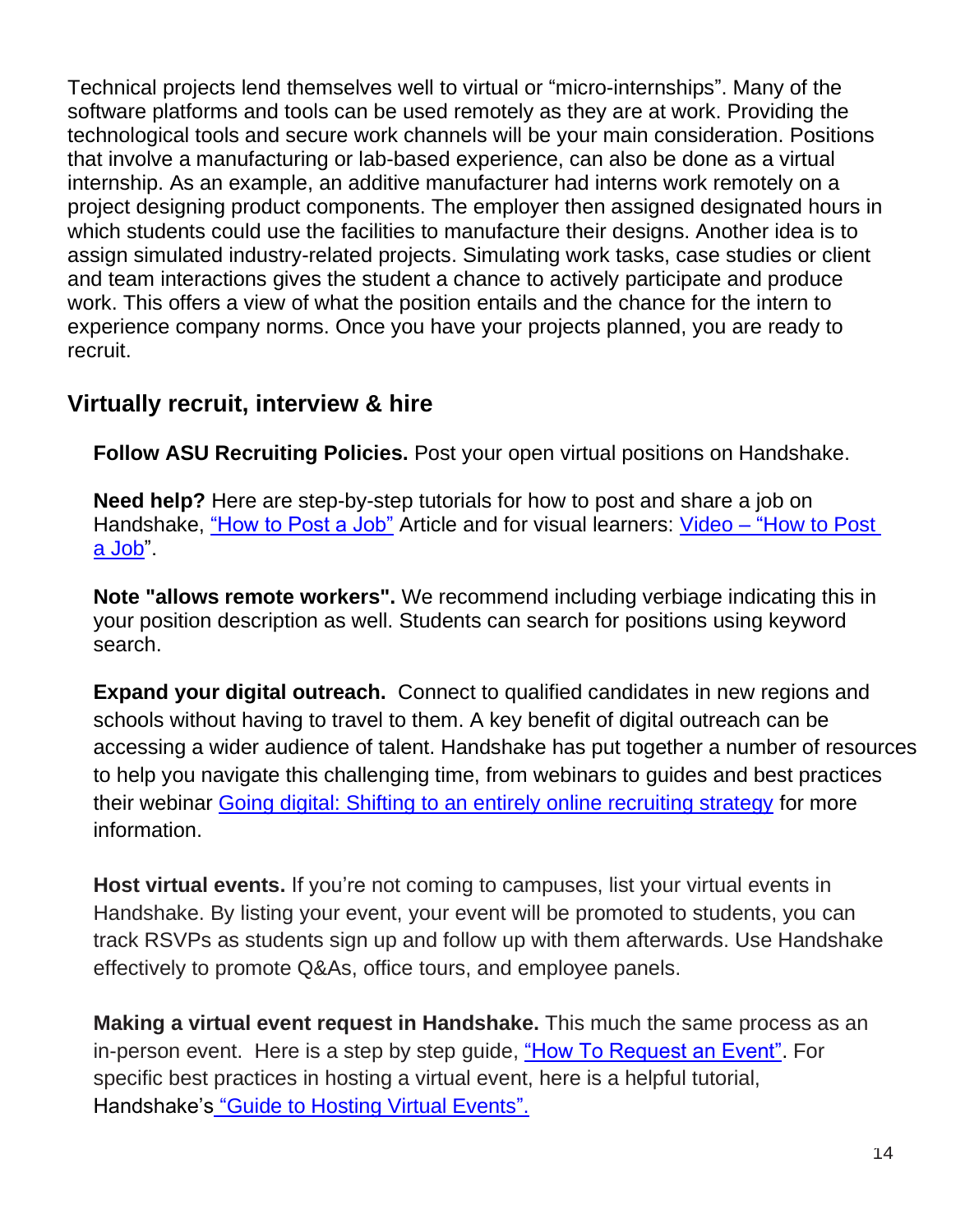Technical projects lend themselves well to virtual or “micro-internships”. Many of the software platforms and tools can be used remotely as they are at work. Providing the technological tools and secure work channels will be your main consideration. Positions that involve a manufacturing or lab-based experience, can also be done as a virtual internship. As an example, an additive manufacturer had interns work remotely on a project designing product components. The employer then assigned designated hours in which students could use the facilities to manufacture their designs. Another idea is to assign simulated industry-related projects. Simulating work tasks, case studies or client and team interactions gives the student a chance to actively participate and produce work. This offers a view of what the position entails and the chance for the intern to experience company norms. Once you have your projects planned, you are ready to recruit.

## Virtually recruit, interview & hire

**Follow ASU Recruiting Policies.** Post your open virtual positions on Handshake.

**Need help?** Here are step-by-step tutorials for how to post and share a job on Handshake, “How to Post a Job” Article and for visual learners: Video – “How to Post a Job”.

**Note "allows remote workers".** We recommend including verbiage indicating this in your position description as well. Students can search for positions using keyword search.

**Expand your digital outreach.** Connect to qualified candidates in new regions and schools without having to travel to them. A key benefit of digital outreach can be accessing a wider audience of talent. Handshake has put together a number of resources to help you navigate this challenging time, from webinars to guides and best practices their webinar Going digital: Shifting to an entirely online recruiting strategy for more information.

**Host virtual events.** If you’re not coming to campuses, list your virtual events in Handshake. By listing your event, your event will be promoted to students, you can track RSVPs as students sign up and follow up with them afterwards. Use Handshake effectively to promote Q&As, office tours, and employee panels.

**Making a virtual event request in Handshake.** This much the same process as an in-person event. Here is a step by step guide, “How To Request an Event”. For specific best practices in hosting a virtual event, here is a helpful tutorial, Handshake’s “Guide to Hosting Virtual Events”.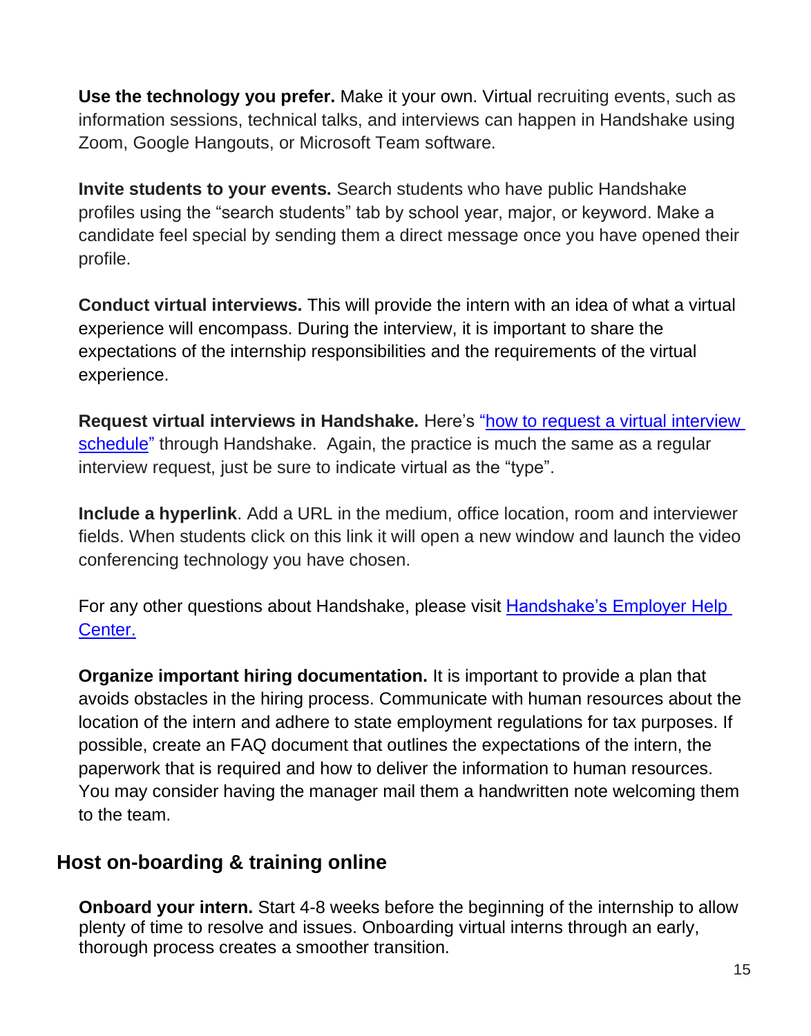**Use the technology you prefer.** Make it your own. Virtual recruiting events, such as information sessions, technical talks, and interviews can happen in Handshake using Zoom, Google Hangouts, or Microsoft Team software.

**Invite students to your events.** Search students who have public Handshake profiles using the "search students" tab by school year, major, or keyword. Make a candidate feel special by sending them a direct message once you have opened their profile.

**Conduct virtual interviews.** This will provide the intern with an idea of what a virtual experience will encompass. During the interview, it is important to share the expectations of the internship responsibilities and the requirements of the virtual experience.

**Request virtual interviews in Handshake.** Here's "how to request a virtual interview schedule" through Handshake. Again, the practice is much the same as a regular interview request, just be sure to indicate virtual as the "type".

**Include a hyperlink**. Add a URL in the medium, office location, room and interviewer fields. When students click on this link it will open a new window and launch the video conferencing technology you have chosen.

For any other questions about Handshake, please visit Handshake's Employer Help Center.

**Organize important hiring documentation.** It is important to provide a plan that avoids obstacles in the hiring process. Communicate with human resources about the location of the intern and adhere to state employment regulations for tax purposes. If possible, create an FAQ document that outlines the expectations of the intern, the paperwork that is required and how to deliver the information to human resources. You may consider having the manager mail them a handwritten note welcoming them to the team.

## Host on-boarding & training online

**Onboard your intern.** Start 4-8 weeks before the beginning of the internship to allow plenty of time to resolve and issues. Onboarding virtual interns through an early, thorough process creates a smoother transition.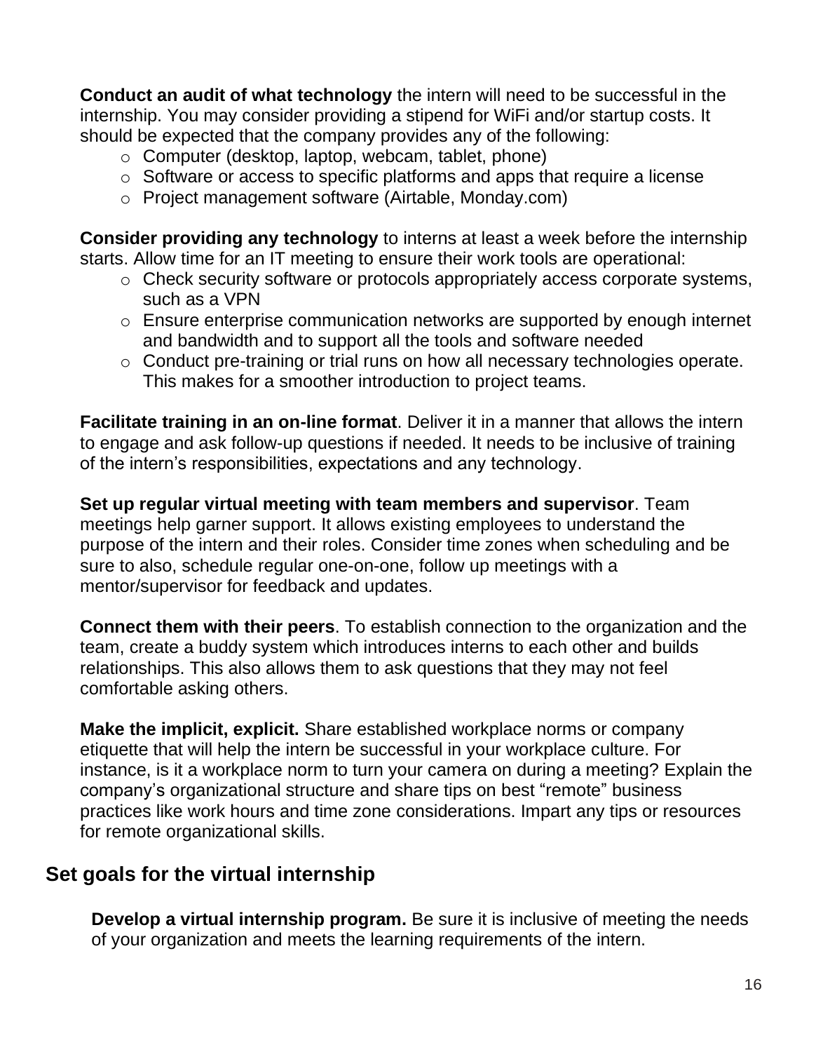**Conduct an audit of what technology** the intern will need to be successful in the internship. You may consider providing a stipend for WiFi and/or startup costs. It should be expected that the company provides any of the following:

- Computer (desktop, laptop, webcam, tablet, phone)
- Software or access to specific platforms and apps that require a license
- Project management software (Airtable, Monday.com)

**Consider providing any technology** to interns at least a week before the internship starts. Allow time for an IT meeting to ensure their work tools are operational:

- Check security software or protocols appropriately access corporate systems, such as a VPN
- Ensure enterprise communication networks are supported by enough internet and bandwidth and to support all the tools and software needed
- Conduct pre-training or trial runs on how all necessary technologies operate. This makes for a smoother introduction to project teams.

**Facilitate training in an on-line format**. Deliver it in a manner that allows the intern to engage and ask follow-up questions if needed. It needs to be inclusive of training of the intern's responsibilities, expectations and any technology.

**Set up regular virtual meeting with team members and supervisor**. Team meetings help garner support. It allows existing employees to understand the purpose of the intern and their roles. Consider time zones when scheduling and be sure to also, schedule regular one-on-one, follow up meetings with a mentor/supervisor for feedback and updates.

**Connect them with their peers**. To establish connection to the organization and the team, create a buddy system which introduces interns to each other and builds relationships. This also allows them to ask questions that they may not feel comfortable asking others.

**Make the implicit, explicit.** Share established workplace norms or company etiquette that will help the intern be successful in your workplace culture. For instance, is it a workplace norm to turn your camera on during a meeting? Explain the company's organizational structure and share tips on best "remote" business practices like work hours and time zone considerations. Impart any tips or resources for remote organizational skills.

## Set goals for the virtual internship

**Develop a virtual internship program.** Be sure it is inclusive of meeting the needs of your organization and meets the learning requirements of the intern.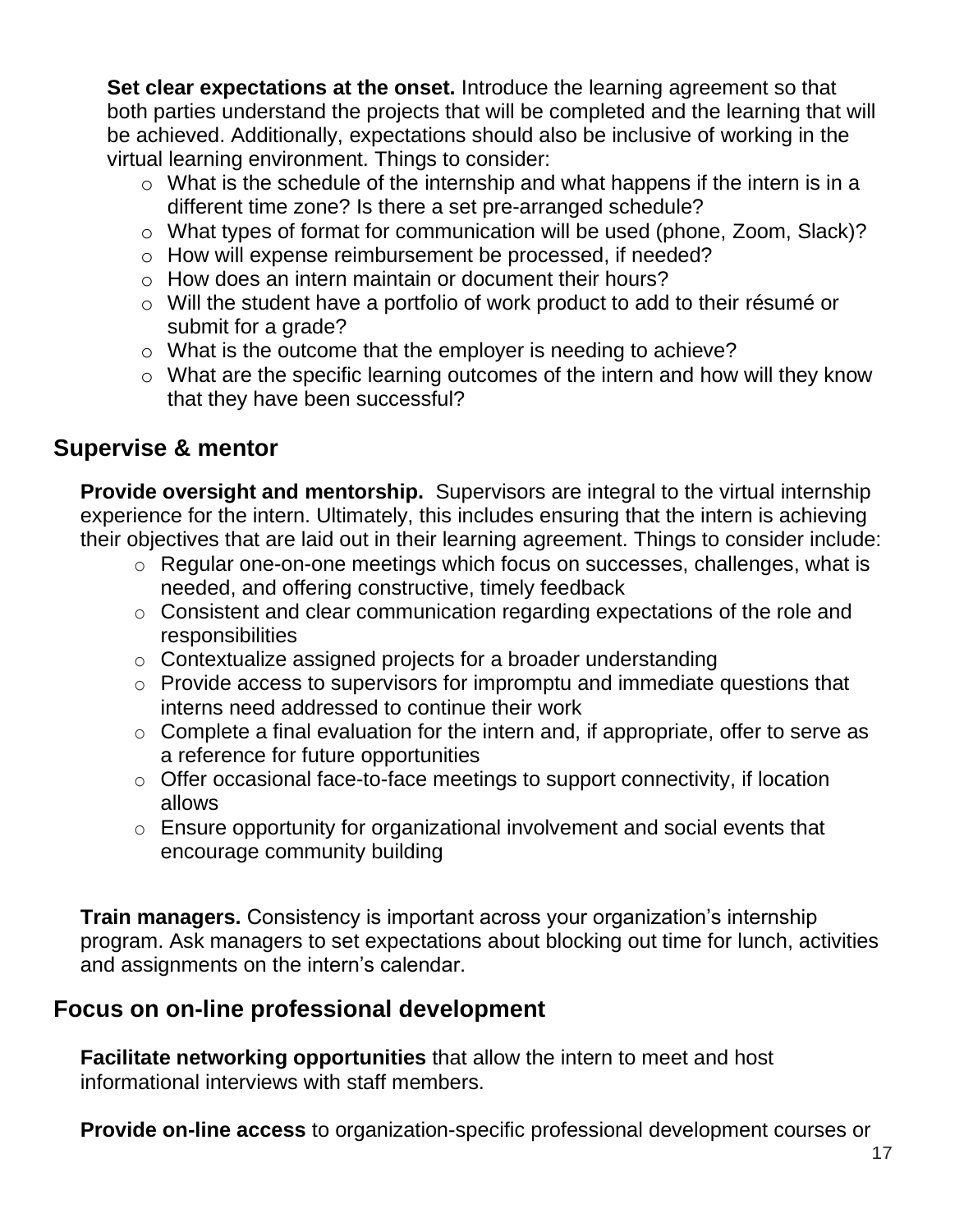**Set clear expectations at the onset.** Introduce the learning agreement so that both parties understand the projects that will be completed and the learning that will be achieved. Additionally, expectations should also be inclusive of working in the virtual learning environment. Things to consider:

- What is the schedule of the internship and what happens if the intern is in a different time zone? Is there a set pre-arranged schedule?
- What types of format for communication will be used (phone, Zoom, Slack)?
- How will expense reimbursement be processed, if needed?
- How does an intern maintain or document their hours?
- Will the student have a portfolio of work product to add to their résumé or submit for a grade?
- What is the outcome that the employer is needing to achieve?
- What are the specific learning outcomes of the intern and how will they know that they have been successful?

## Supervise & mentor

**Provide oversight and mentorship.** Supervisors are integral to the virtual internship experience for the intern. Ultimately, this includes ensuring that the intern is achieving their objectives that are laid out in their learning agreement. Things to consider include:

- Regular one-on-one meetings which focus on successes, challenges, what is needed, and offering constructive, timely feedback
- Consistent and clear communication regarding expectations of the role and responsibilities
- Contextualize assigned projects for a broader understanding
- Provide access to supervisors for impromptu and immediate questions that interns need addressed to continue their work
- Complete a final evaluation for the intern and, if appropriate, offer to serve as a reference for future opportunities
- Offer occasional face-to-face meetings to support connectivity, if location allows
- Ensure opportunity for organizational involvement and social events that encourage community building

**Train managers.** Consistency is important across your organization's internship program. Ask managers to set expectations about blocking out time for lunch, activities and assignments on the intern's calendar.

## Focus on on-line professional development

**Facilitate networking opportunities** that allow the intern to meet and host informational interviews with staff members.

**Provide on-line access** to organization-specific professional development courses or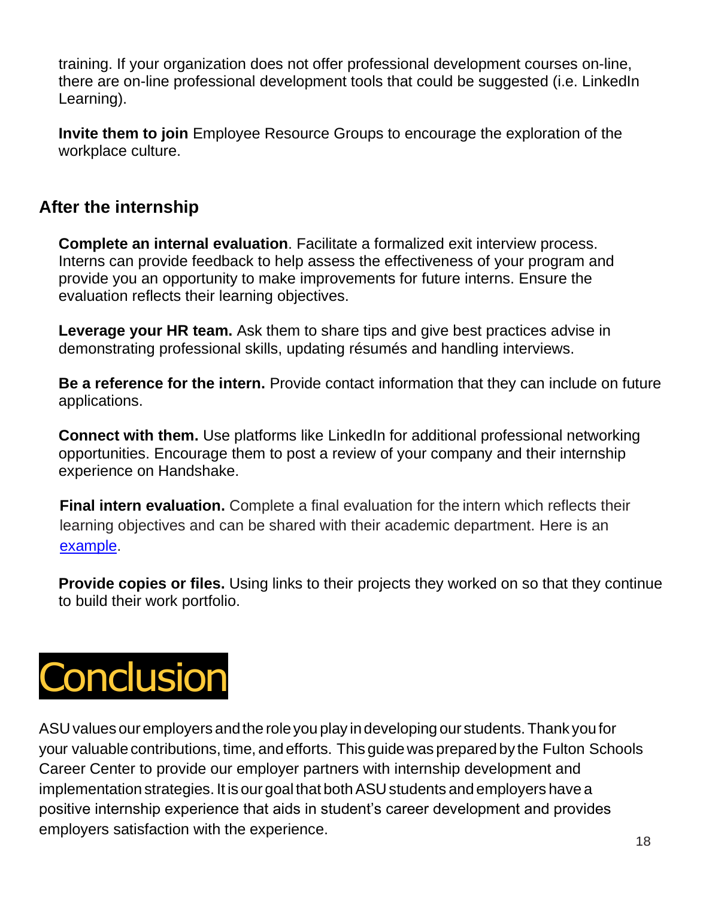training. If your organization does not offer professional development courses on-line, there are on-line professional development tools that could be suggested (i.e. LinkedIn Learning).

**Invite them to join** Employee Resource Groups to encourage the exploration of the workplace culture.

### After the internship

**Complete an internal evaluation**. Facilitate a formalized exit interview process. Interns can provide feedback to help assess the effectiveness of your program and provide you an opportunity to make improvements for future interns. Ensure the evaluation reflects their learning objectives.

**Leverage your HR team.** Ask them to share tips and give best practices advise in demonstrating professional skills, updating résumés and handling interviews.

**Be a reference for the intern.** Provide contact information that they can include on future applications.

**Connect with them.** Use platforms like LinkedIn for additional professional networking opportunities. Encourage them to post a review of your company and their internship experience on Handshake.

**Final intern evaluation.** Complete a final evaluation for the intern which reflects their learning objectives and can be shared with their academic department. Here is an example.

**Provide copies or files.** Using links to their projects they worked on so that they continue to build their work portfolio.

## Conclusion

ASU values our employers and the role you play in developing our students. Thank you for your valuable contributions, time, and efforts. This guide was prepared by the Fulton Schools Career Center to provide our employer partners with internship development and implementation strategies. It is our goal that both ASU students and employers have a positive internship experience that aids in student's career development and provides employers satisfaction with the experience.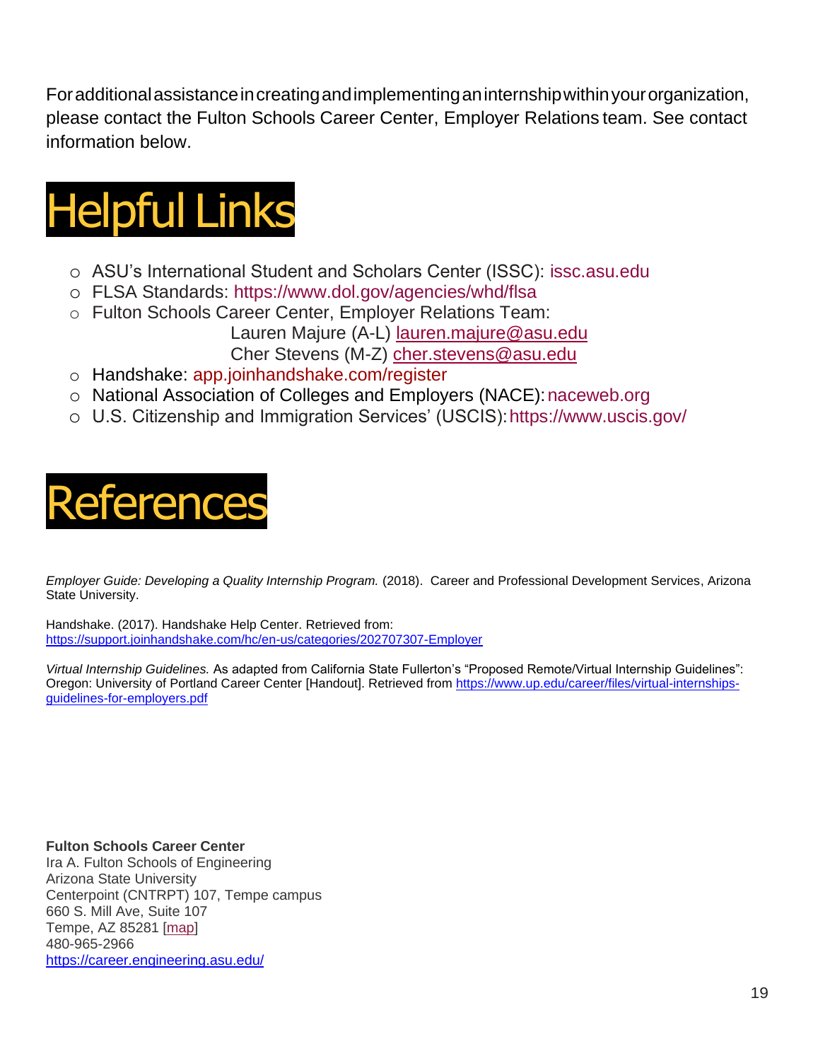For additional assistance in creating and implementing an internship within your organization, please contact the Fulton Schools Career Center, Employer Relations team. See contact information below.

# Helpful Links

- ASU's International Student and Scholars Center (ISSC): issc.asu.edu
- FLSA Standards: https://www.dol.gov/agencies/whd/flsa
- Fulton Schools Career Center, Employer Relations Team:
  - Lauren Majure (A-L) lauren.majure@asu.edu
  - Cher Stevens (M-Z) cher.stevens@asu.edu
- Handshake: app.joinhandshake.com/register
- National Association of Colleges and Employers (NACE): naceweb.org
- U.S. Citizenship and Immigration Services' (USCIS): https://www.uscis.gov/

# References

*Employer Guide: Developing a Quality Internship Program.* (2018). Career and Professional Development Services, Arizona State University.

Handshake. (2017). Handshake Help Center. Retrieved from: https://support.joinhandshake.com/hc/en-us/categories/202707307-Employer

*Virtual Internship Guidelines.* As adapted from California State Fullerton's "Proposed Remote/Virtual Internship Guidelines": Oregon: University of Portland Career Center [Handout]. Retrieved from https://www.up.edu/career/files/virtual-internships-guidelines-for-employers.pdf

**Fulton Schools Career Center**
Ira A. Fulton Schools of Engineering
Arizona State University
Centerpoint (CNTRPT) 107, Tempe campus
660 S. Mill Ave, Suite 107
Tempe, AZ 85281 [map]
480-965-2966
https://career.engineering.asu.edu/